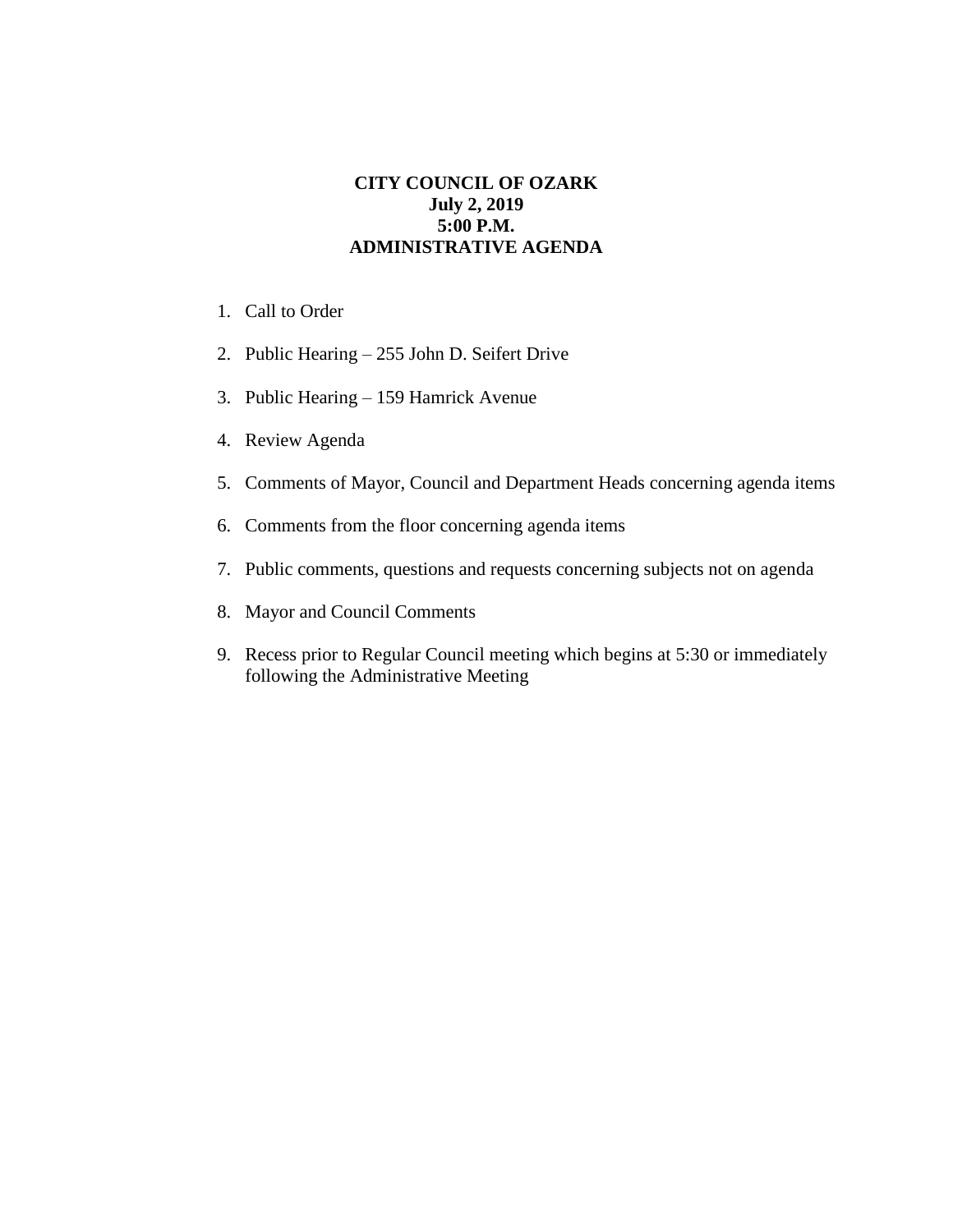**CITY COUNCIL OF OZARK**
**July 2, 2019**
**5:00 P.M.**
**ADMINISTRATIVE AGENDA**

1. Call to Order

2. Public Hearing – 255 John D. Seifert Drive

3. Public Hearing – 159 Hamrick Avenue

4. Review Agenda

5. Comments of Mayor, Council and Department Heads concerning agenda items

6. Comments from the floor concerning agenda items

7. Public comments, questions and requests concerning subjects not on agenda

8. Mayor and Council Comments

9. Recess prior to Regular Council meeting which begins at 5:30 or immediately following the Administrative Meeting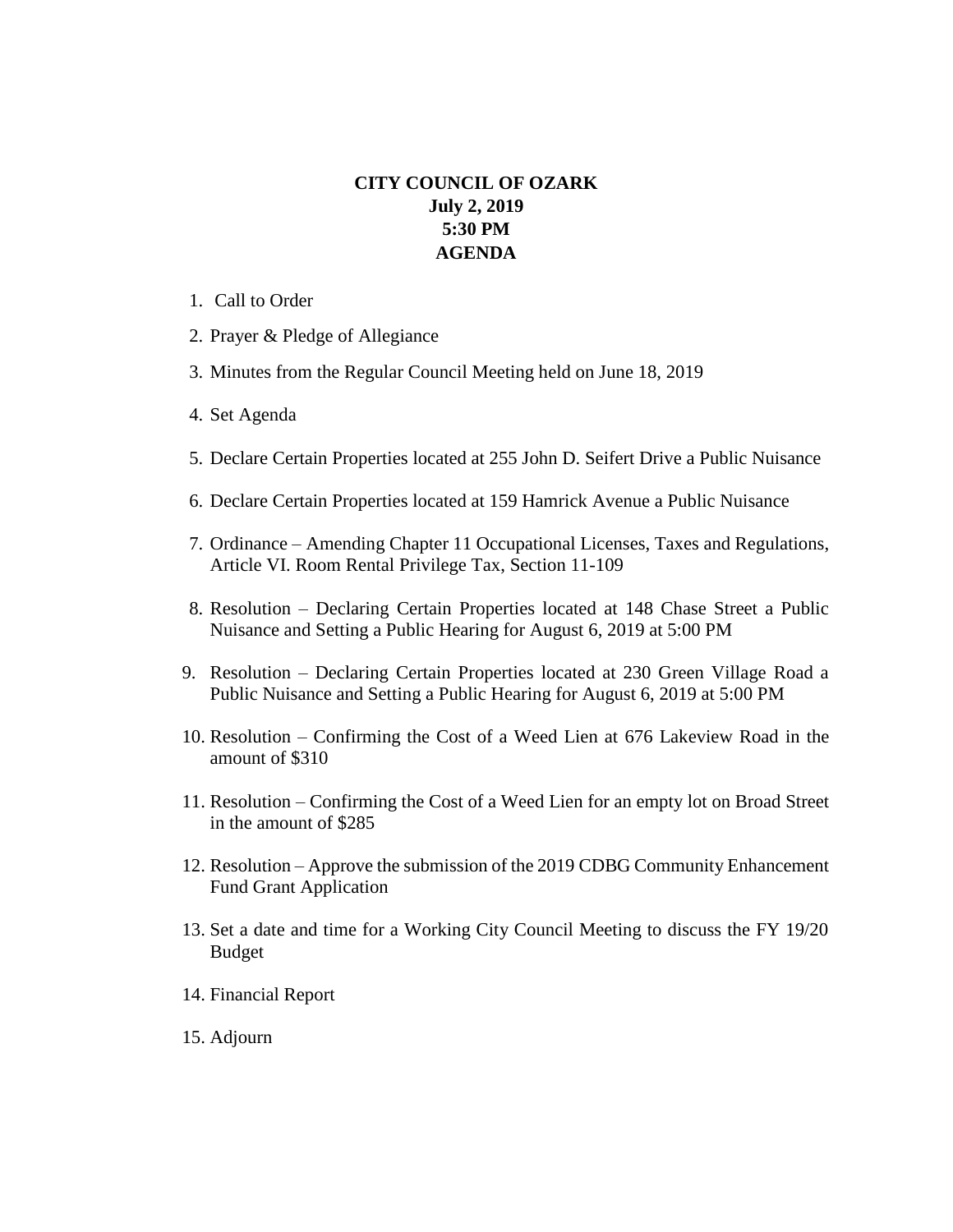**CITY COUNCIL OF OZARK**
**July 2, 2019**
**5:30 PM**
**AGENDA**

1. Call to Order
2. Prayer & Pledge of Allegiance
3. Minutes from the Regular Council Meeting held on June 18, 2019
4. Set Agenda
5. Declare Certain Properties located at 255 John D. Seifert Drive a Public Nuisance
6. Declare Certain Properties located at 159 Hamrick Avenue a Public Nuisance
7. Ordinance – Amending Chapter 11 Occupational Licenses, Taxes and Regulations, Article VI. Room Rental Privilege Tax, Section 11-109
8. Resolution – Declaring Certain Properties located at 148 Chase Street a Public Nuisance and Setting a Public Hearing for August 6, 2019 at 5:00 PM
9. Resolution – Declaring Certain Properties located at 230 Green Village Road a Public Nuisance and Setting a Public Hearing for August 6, 2019 at 5:00 PM
10. Resolution – Confirming the Cost of a Weed Lien at 676 Lakeview Road in the amount of $310
11. Resolution – Confirming the Cost of a Weed Lien for an empty lot on Broad Street in the amount of $285
12. Resolution – Approve the submission of the 2019 CDBG Community Enhancement Fund Grant Application
13. Set a date and time for a Working City Council Meeting to discuss the FY 19/20 Budget
14. Financial Report
15. Adjourn